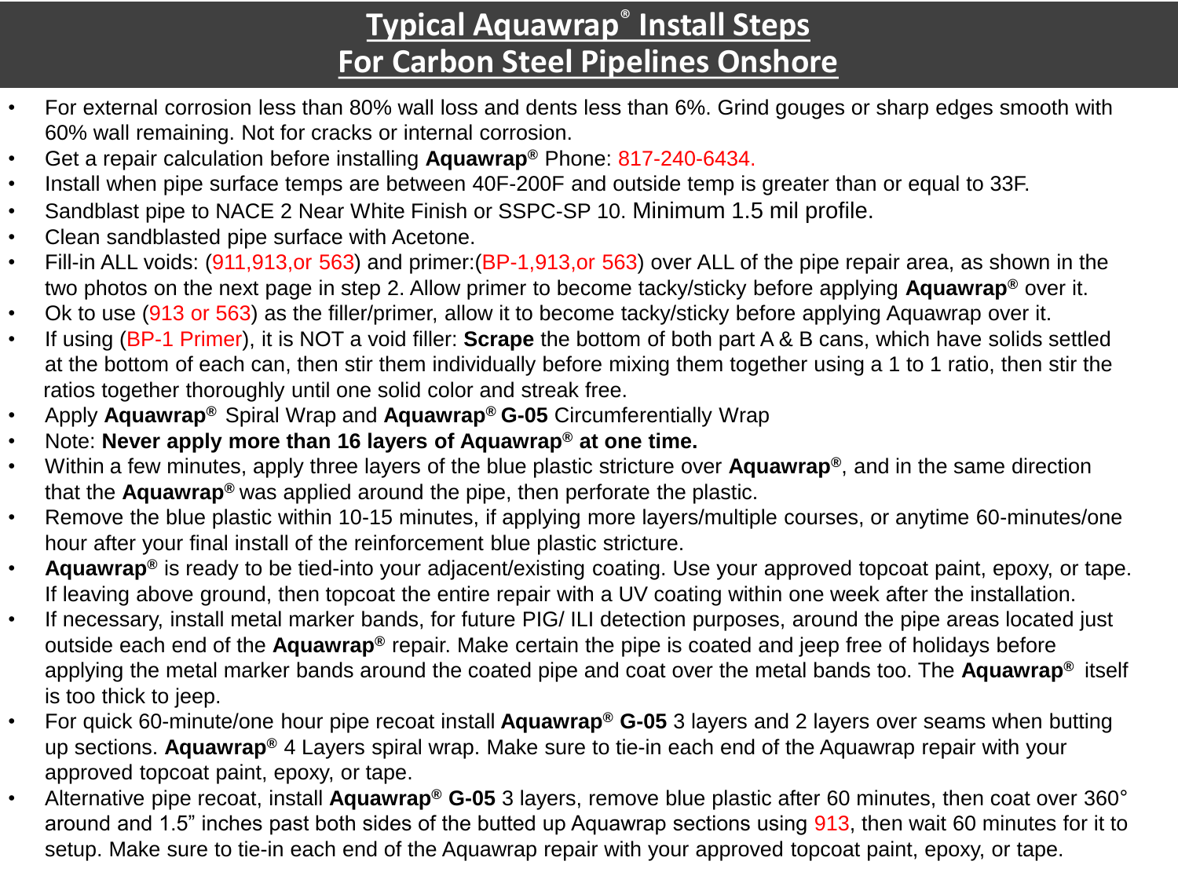# Typical Aquawrap® Install Steps
# For Carbon Steel Pipelines Onshore

- For external corrosion less than 80% wall loss and dents less than 6%. Grind gouges or sharp edges smooth with 60% wall remaining. Not for cracks or internal corrosion.
- Get a repair calculation before installing **Aquawrap®** Phone: 817-240-6434.
- Install when pipe surface temps are between 40F-200F and outside temp is greater than or equal to 33F.
- Sandblast pipe to NACE 2 Near White Finish or SSPC-SP 10. Minimum 1.5 mil profile.
- Clean sandblasted pipe surface with Acetone.
- Fill-in ALL voids: (911,913,or 563) and primer:(BP-1,913,or 563) over ALL of the pipe repair area, as shown in the two photos on the next page in step 2. Allow primer to become tacky/sticky before applying **Aquawrap®** over it.
- Ok to use (913 or 563) as the filler/primer, allow it to become tacky/sticky before applying Aquawrap over it.
- If using (BP-1 Primer), it is NOT a void filler: **Scrape** the bottom of both part A & B cans, which have solids settled at the bottom of each can, then stir them individually before mixing them together using a 1 to 1 ratio, then stir the ratios together thoroughly until one solid color and streak free.
- Apply **Aquawrap®** Spiral Wrap and **Aquawrap® G-05** Circumferentially Wrap
- Note: **Never apply more than 16 layers of Aquawrap® at one time.**
- Within a few minutes, apply three layers of the blue plastic stricture over **Aquawrap®**, and in the same direction that the **Aquawrap®** was applied around the pipe, then perforate the plastic.
- Remove the blue plastic within 10-15 minutes, if applying more layers/multiple courses, or anytime 60-minutes/one hour after your final install of the reinforcement blue plastic stricture.
- **Aquawrap®** is ready to be tied-into your adjacent/existing coating. Use your approved topcoat paint, epoxy, or tape. If leaving above ground, then topcoat the entire repair with a UV coating within one week after the installation.
- If necessary, install metal marker bands, for future PIG/ ILI detection purposes, around the pipe areas located just outside each end of the **Aquawrap®** repair. Make certain the pipe is coated and jeep free of holidays before applying the metal marker bands around the coated pipe and coat over the metal bands too. The **Aquawrap®** itself is too thick to jeep.
- For quick 60-minute/one hour pipe recoat install **Aquawrap® G-05** 3 layers and 2 layers over seams when butting up sections. **Aquawrap®** 4 Layers spiral wrap. Make sure to tie-in each end of the Aquawrap repair with your approved topcoat paint, epoxy, or tape.
- Alternative pipe recoat, install **Aquawrap® G-05** 3 layers, remove blue plastic after 60 minutes, then coat over 360° around and 1.5" inches past both sides of the butted up Aquawrap sections using 913, then wait 60 minutes for it to setup. Make sure to tie-in each end of the Aquawrap repair with your approved topcoat paint, epoxy, or tape.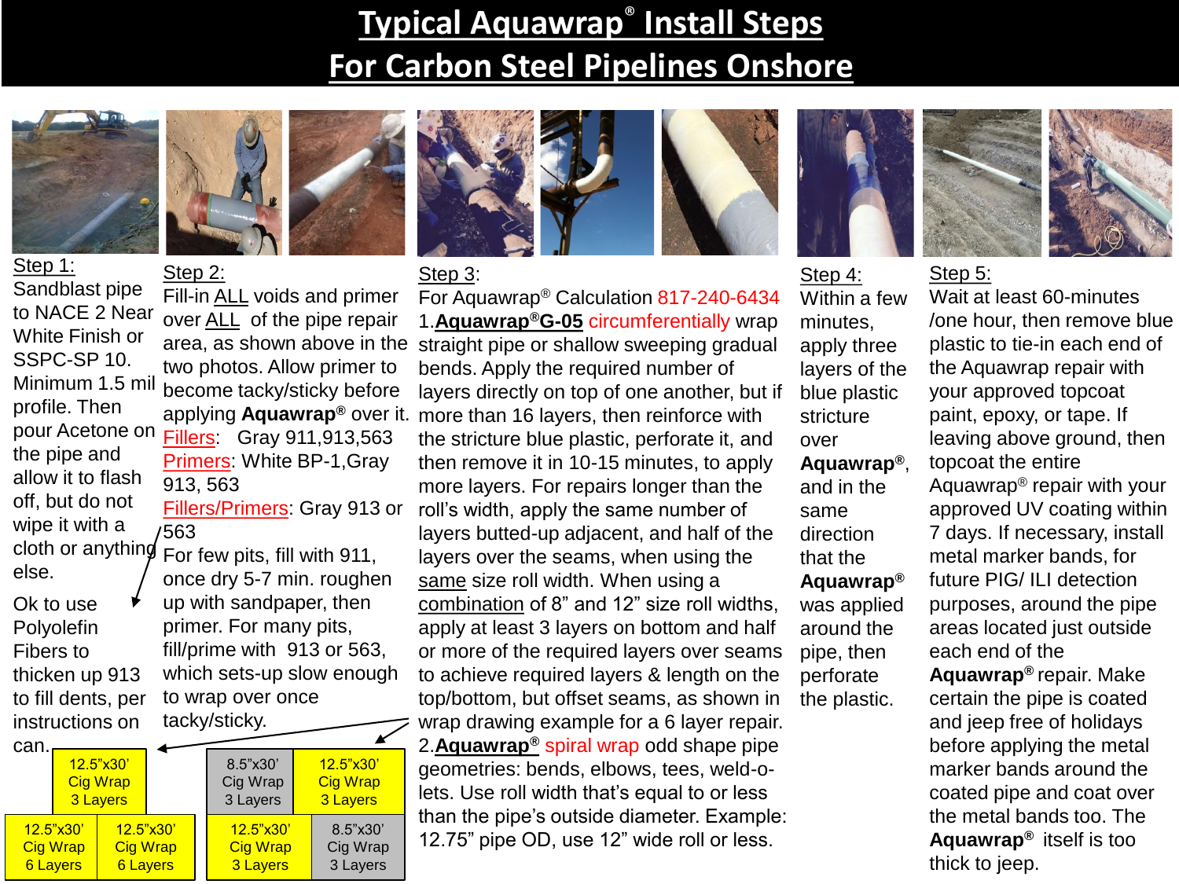# Typical Aquawrap® Install Steps
# For Carbon Steel Pipelines Onshore

**Step 1:**
Sandblast pipe to NACE 2 Near White Finish or SSPC-SP 10. Minimum 1.5 mil profile. Then pour Acetone on the pipe and allow it to flash off, but do not wipe it with a cloth or anything else.

Ok to use Polyolefin Fibers to thicken up 913 to fill dents, per instructions on can.

**Step 2:**
Fill-in ALL voids and primer over ALL of the pipe repair area, as shown above in the two photos. Allow primer to become tacky/sticky before applying **Aquawrap®** over it.
Fillers: Gray 911,913,563
Primers: White BP-1,Gray 913, 563
Fillers/Primers: Gray 913 or 563
For few pits, fill with 911, once dry 5-7 min. roughen up with sandpaper, then primer. For many pits, fill/prime with 913 or 563, which sets-up slow enough to wrap over once tacky/sticky.

**Step 3:**
For Aquawrap® Calculation 817-240-6434
1.**Aquawrap®G-05** circumferentially wrap straight pipe or shallow sweeping gradual bends. Apply the required number of layers directly on top of one another, but if more than 16 layers, then reinforce with the stricture blue plastic, perforate it, and then remove it in 10-15 minutes, to apply more layers. For repairs longer than the roll's width, apply the same number of layers butted-up adjacent, and half of the layers over the seams, when using the same size roll width. When using a combination of 8" and 12" size roll widths, apply at least 3 layers on bottom and half or more of the required layers over seams to achieve required layers & length on the top/bottom, but offset seams, as shown in wrap drawing example for a 6 layer repair.
2.**Aquawrap®** spiral wrap odd shape pipe geometries: bends, elbows, tees, weld-o-lets. Use roll width that's equal to or less than the pipe's outside diameter. Example: 12.75" pipe OD, use 12" wide roll or less.

| | |
|---|---|
| | 12.5"x30' Cig Wrap 3 Layers |
| 12.5"x30' Cig Wrap 6 Layers | 12.5"x30' Cig Wrap 6 Layers |

| | |
|---|---|
| 8.5"x30' Cig Wrap 3 Layers | 12.5"x30' Cig Wrap 3 Layers |
| 12.5"x30' Cig Wrap 3 Layers | 8.5"x30' Cig Wrap 3 Layers |

**Step 4:**
Within a few minutes, apply three layers of the blue plastic stricture over **Aquawrap®**, and in the same direction that the **Aquawrap®** was applied around the pipe, then perforate the plastic.

**Step 5:**
Wait at least 60-minutes /one hour, then remove blue plastic to tie-in each end of the Aquawrap repair with your approved topcoat paint, epoxy, or tape. If leaving above ground, then topcoat the entire Aquawrap® repair with your approved UV coating within 7 days. If necessary, install metal marker bands, for future PIG/ ILI detection purposes, around the pipe areas located just outside each end of the **Aquawrap®** repair. Make certain the pipe is coated and jeep free of holidays before applying the metal marker bands around the coated pipe and coat over the metal bands too. The **Aquawrap®** itself is too thick to jeep.